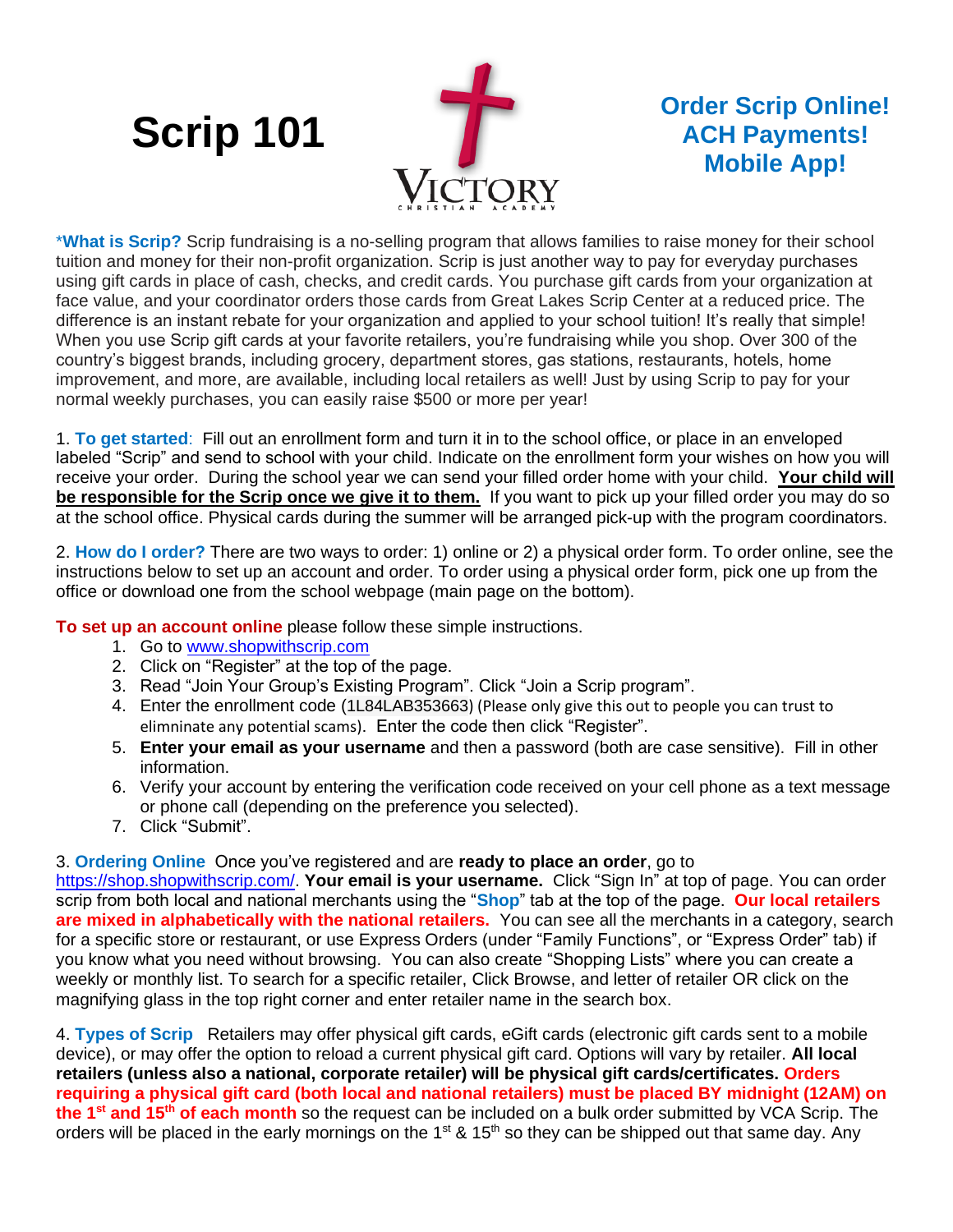# Scrip 101

VICTORY CHRISTIAN ACADEMY

**Order Scrip Online!**
**ACH Payments!**
**Mobile App!**

***What is Scrip?** Scrip fundraising is a no-selling program that allows families to raise money for their school tuition and money for their non-profit organization. Scrip is just another way to pay for everyday purchases using gift cards in place of cash, checks, and credit cards. You purchase gift cards from your organization at face value, and your coordinator orders those cards from Great Lakes Scrip Center at a reduced price. The difference is an instant rebate for your organization and applied to your school tuition! It's really that simple! When you use Scrip gift cards at your favorite retailers, you're fundraising while you shop. Over 300 of the country's biggest brands, including grocery, department stores, gas stations, restaurants, hotels, home improvement, and more, are available, including local retailers as well! Just by using Scrip to pay for your normal weekly purchases, you can easily raise $500 or more per year!

1. **To get started**: Fill out an enrollment form and turn it in to the school office, or place in an enveloped labeled "Scrip" and send to school with your child. Indicate on the enrollment form your wishes on how you will receive your order. During the school year we can send your filled order home with your child. **Your child will be responsible for the Scrip once we give it to them.** If you want to pick up your filled order you may do so at the school office. Physical cards during the summer will be arranged pick-up with the program coordinators.

2. **How do I order?** There are two ways to order: 1) online or 2) a physical order form. To order online, see the instructions below to set up an account and order. To order using a physical order form, pick one up from the office or download one from the school webpage (main page on the bottom).

**To set up an account online** please follow these simple instructions.

1. Go to www.shopwithscrip.com
2. Click on "Register" at the top of the page.
3. Read "Join Your Group's Existing Program". Click "Join a Scrip program".
4. Enter the enrollment code (1L84LAB353663) (Please only give this out to people you can trust to elimninate any potential scams). Enter the code then click "Register".
5. **Enter your email as your username** and then a password (both are case sensitive). Fill in other information.
6. Verify your account by entering the verification code received on your cell phone as a text message or phone call (depending on the preference you selected).
7. Click "Submit".

3. **Ordering Online** Once you've registered and are **ready to place an order**, go to https://shop.shopwithscrip.com/. **Your email is your username.** Click "Sign In" at top of page. You can order scrip from both local and national merchants using the "**Shop**" tab at the top of the page. **Our local retailers are mixed in alphabetically with the national retailers.** You can see all the merchants in a category, search for a specific store or restaurant, or use Express Orders (under "Family Functions", or "Express Order" tab) if you know what you need without browsing. You can also create "Shopping Lists" where you can create a weekly or monthly list. To search for a specific retailer, Click Browse, and letter of retailer OR click on the magnifying glass in the top right corner and enter retailer name in the search box.

4. **Types of Scrip** Retailers may offer physical gift cards, eGift cards (electronic gift cards sent to a mobile device), or may offer the option to reload a current physical gift card. Options will vary by retailer. **All local retailers (unless also a national, corporate retailer) will be physical gift cards/certificates. Orders requiring a physical gift card (both local and national retailers) must be placed BY midnight (12AM) on the 1st and 15th of each month** so the request can be included on a bulk order submitted by VCA Scrip. The orders will be placed in the early mornings on the 1st & 15th so they can be shipped out that same day. Any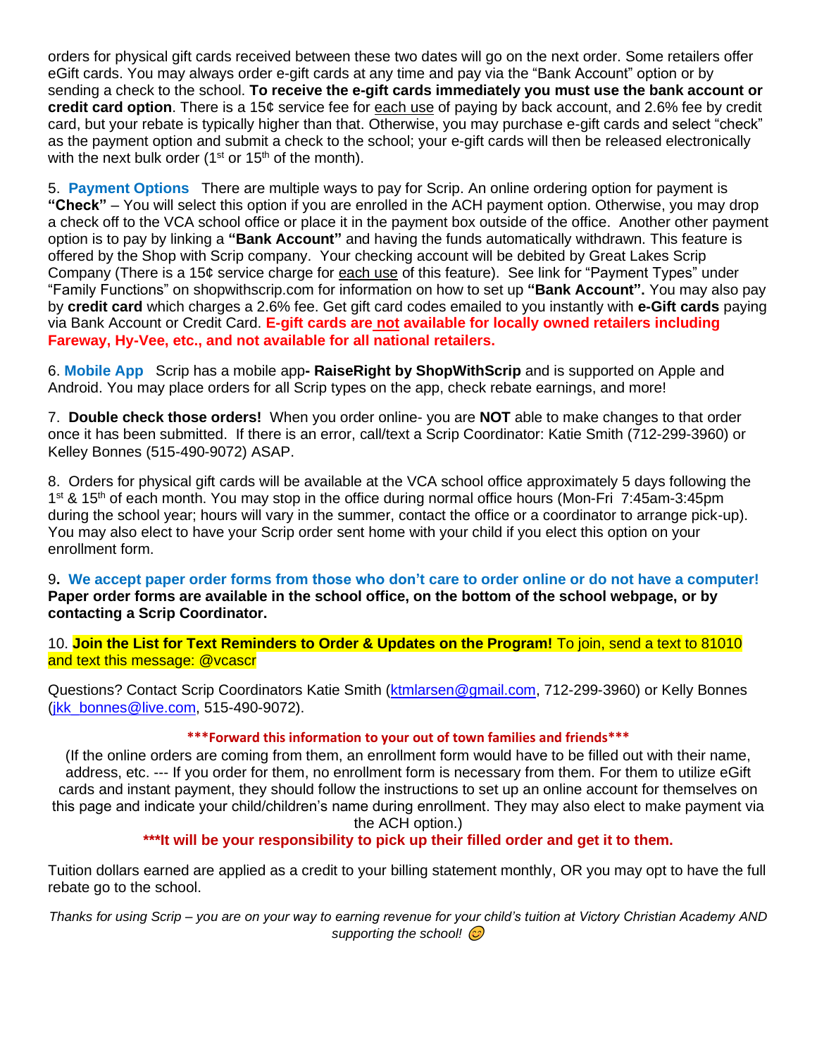orders for physical gift cards received between these two dates will go on the next order. Some retailers offer eGift cards. You may always order e-gift cards at any time and pay via the "Bank Account" option or by sending a check to the school. **To receive the e-gift cards immediately you must use the bank account or credit card option**. There is a 15¢ service fee for each use of paying by back account, and 2.6% fee by credit card, but your rebate is typically higher than that. Otherwise, you may purchase e-gift cards and select "check" as the payment option and submit a check to the school; your e-gift cards will then be released electronically with the next bulk order (1st or 15th of the month).

5. **Payment Options** There are multiple ways to pay for Scrip. An online ordering option for payment is **"Check"** – You will select this option if you are enrolled in the ACH payment option. Otherwise, you may drop a check off to the VCA school office or place it in the payment box outside of the office. Another other payment option is to pay by linking a **"Bank Account"** and having the funds automatically withdrawn. This feature is offered by the Shop with Scrip company. Your checking account will be debited by Great Lakes Scrip Company (There is a 15¢ service charge for each use of this feature). See link for "Payment Types" under "Family Functions" on shopwithscrip.com for information on how to set up **"Bank Account".** You may also pay by **credit card** which charges a 2.6% fee. Get gift card codes emailed to you instantly with **e-Gift cards** paying via Bank Account or Credit Card. **E-gift cards are not available for locally owned retailers including Fareway, Hy-Vee, etc., and not available for all national retailers.**

6. **Mobile App** Scrip has a mobile app**- RaiseRight by ShopWithScrip** and is supported on Apple and Android. You may place orders for all Scrip types on the app, check rebate earnings, and more!

7. **Double check those orders!** When you order online- you are **NOT** able to make changes to that order once it has been submitted. If there is an error, call/text a Scrip Coordinator: Katie Smith (712-299-3960) or Kelley Bonnes (515-490-9072) ASAP.

8. Orders for physical gift cards will be available at the VCA school office approximately 5 days following the 1st & 15th of each month. You may stop in the office during normal office hours (Mon-Fri 7:45am-3:45pm during the school year; hours will vary in the summer, contact the office or a coordinator to arrange pick-up). You may also elect to have your Scrip order sent home with your child if you elect this option on your enrollment form.

9. **We accept paper order forms from those who don't care to order online or do not have a computer! Paper order forms are available in the school office, on the bottom of the school webpage, or by contacting a Scrip Coordinator.**

10. **Join the List for Text Reminders to Order & Updates on the Program!** To join, send a text to 81010 and text this message: @vcascr

Questions? Contact Scrip Coordinators Katie Smith (ktmlarsen@gmail.com, 712-299-3960) or Kelly Bonnes (jkk_bonnes@live.com, 515-490-9072).

**\*\*\*Forward this information to your out of town families and friends\*\*\***

(If the online orders are coming from them, an enrollment form would have to be filled out with their name, address, etc. --- If you order for them, no enrollment form is necessary from them. For them to utilize eGift cards and instant payment, they should follow the instructions to set up an online account for themselves on this page and indicate your child/children's name during enrollment. They may also elect to make payment via the ACH option.)

**\*\*\*It will be your responsibility to pick up their filled order and get it to them.**

Tuition dollars earned are applied as a credit to your billing statement monthly, OR you may opt to have the full rebate go to the school.

*Thanks for using Scrip – you are on your way to earning revenue for your child's tuition at Victory Christian Academy AND supporting the school!* 😊